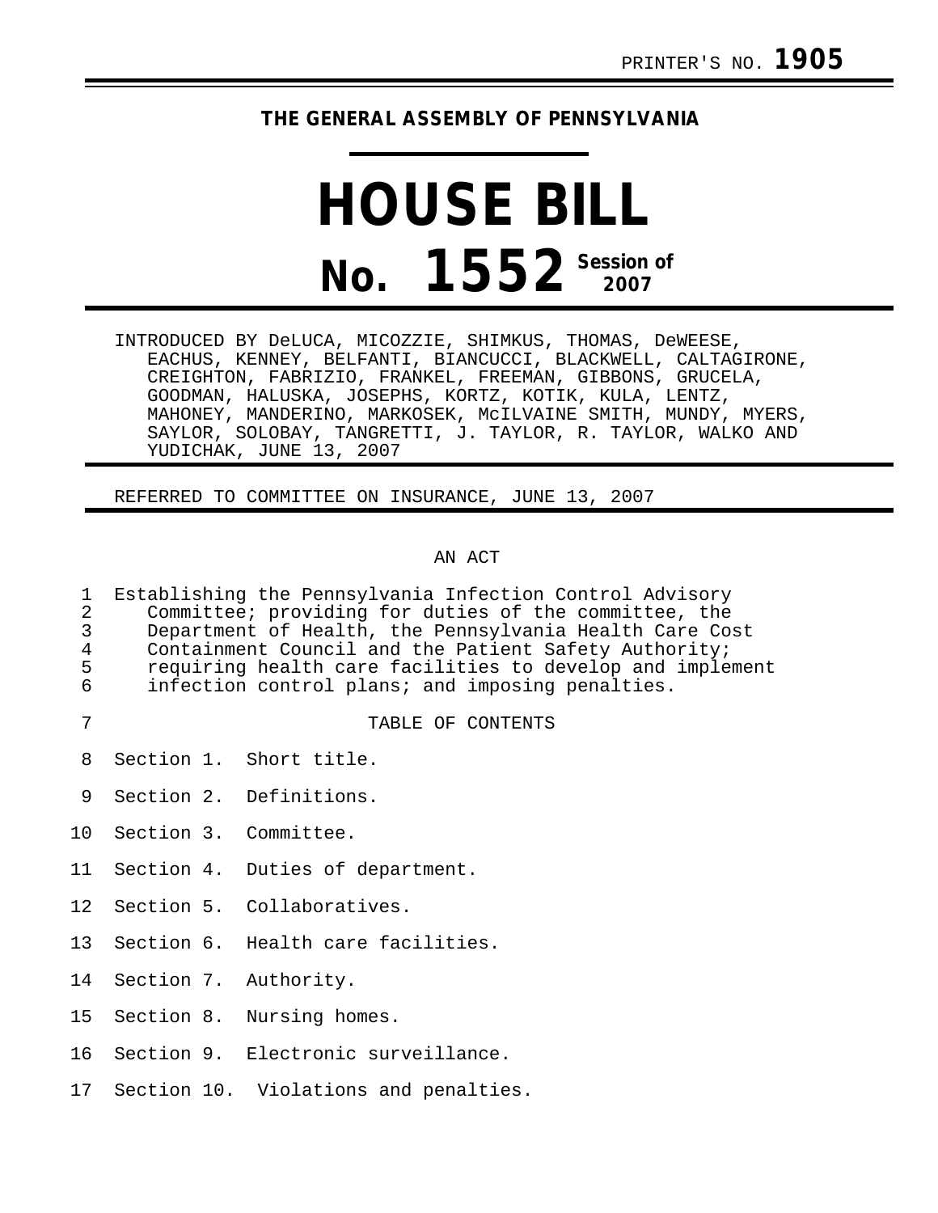PRINTER'S NO. **1905**

# THE GENERAL ASSEMBLY OF PENNSYLVANIA

# HOUSE BILL

## No. 1552 Session of 2007

INTRODUCED BY DeLUCA, MICOZZIE, SHIMKUS, THOMAS, DeWEESE, EACHUS, KENNEY, BELFANTI, BIANCUCCI, BLACKWELL, CALTAGIRONE, CREIGHTON, FABRIZIO, FRANKEL, FREEMAN, GIBBONS, GRUCELA, GOODMAN, HALUSKA, JOSEPHS, KORTZ, KOTIK, KULA, LENTZ, MAHONEY, MANDERINO, MARKOSEK, McILVAINE SMITH, MUNDY, MYERS, SAYLOR, SOLOBAY, TANGRETTI, J. TAYLOR, R. TAYLOR, WALKO AND YUDICHAK, JUNE 13, 2007

REFERRED TO COMMITTEE ON INSURANCE, JUNE 13, 2007

AN ACT

Establishing the Pennsylvania Infection Control Advisory Committee; providing for duties of the committee, the Department of Health, the Pennsylvania Health Care Cost Containment Council and the Patient Safety Authority; requiring health care facilities to develop and implement infection control plans; and imposing penalties.

TABLE OF CONTENTS

Section 1. Short title.

Section 2. Definitions.

Section 3. Committee.

Section 4. Duties of department.

Section 5. Collaboratives.

Section 6. Health care facilities.

Section 7. Authority.

Section 8. Nursing homes.

Section 9. Electronic surveillance.

Section 10. Violations and penalties.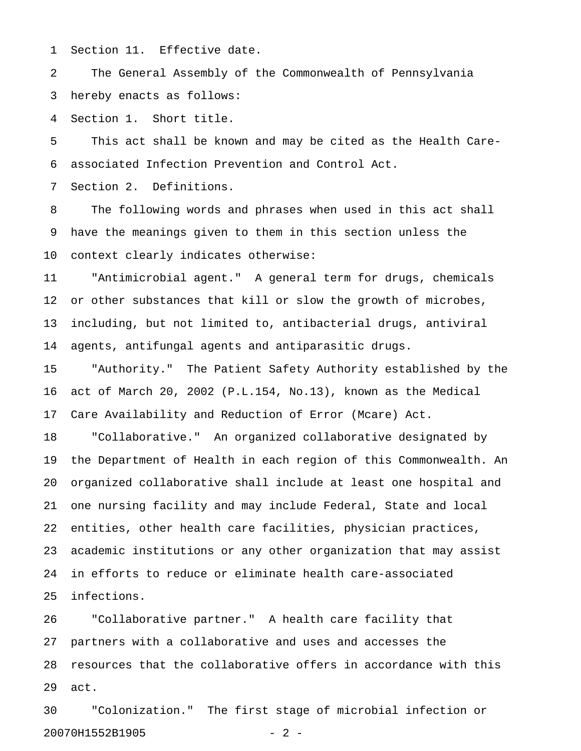Section 11. Effective date.

The General Assembly of the Commonwealth of Pennsylvania hereby enacts as follows:

Section 1. Short title.

This act shall be known and may be cited as the Health Care-associated Infection Prevention and Control Act.

Section 2. Definitions.

The following words and phrases when used in this act shall have the meanings given to them in this section unless the context clearly indicates otherwise:

"Antimicrobial agent." A general term for drugs, chemicals or other substances that kill or slow the growth of microbes, including, but not limited to, antibacterial drugs, antiviral agents, antifungal agents and antiparasitic drugs.

"Authority." The Patient Safety Authority established by the act of March 20, 2002 (P.L.154, No.13), known as the Medical Care Availability and Reduction of Error (Mcare) Act.

"Collaborative." An organized collaborative designated by the Department of Health in each region of this Commonwealth. An organized collaborative shall include at least one hospital and one nursing facility and may include Federal, State and local entities, other health care facilities, physician practices, academic institutions or any other organization that may assist in efforts to reduce or eliminate health care-associated infections.

"Collaborative partner." A health care facility that partners with a collaborative and uses and accesses the resources that the collaborative offers in accordance with this act.

"Colonization." The first stage of microbial infection or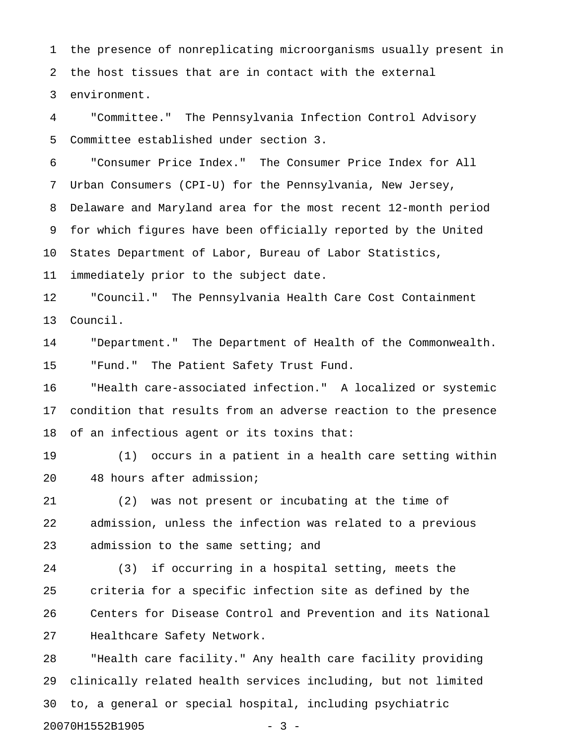the presence of nonreplicating microorganisms usually present in the host tissues that are in contact with the external environment.

"Committee." The Pennsylvania Infection Control Advisory Committee established under section 3.

"Consumer Price Index." The Consumer Price Index for All Urban Consumers (CPI-U) for the Pennsylvania, New Jersey, Delaware and Maryland area for the most recent 12-month period for which figures have been officially reported by the United States Department of Labor, Bureau of Labor Statistics, immediately prior to the subject date.

"Council." The Pennsylvania Health Care Cost Containment Council.

"Department." The Department of Health of the Commonwealth.

"Fund." The Patient Safety Trust Fund.

"Health care-associated infection." A localized or systemic condition that results from an adverse reaction to the presence of an infectious agent or its toxins that:

(1) occurs in a patient in a health care setting within 48 hours after admission;

(2) was not present or incubating at the time of admission, unless the infection was related to a previous admission to the same setting; and

(3) if occurring in a hospital setting, meets the criteria for a specific infection site as defined by the Centers for Disease Control and Prevention and its National Healthcare Safety Network.

"Health care facility." Any health care facility providing clinically related health services including, but not limited to, a general or special hospital, including psychiatric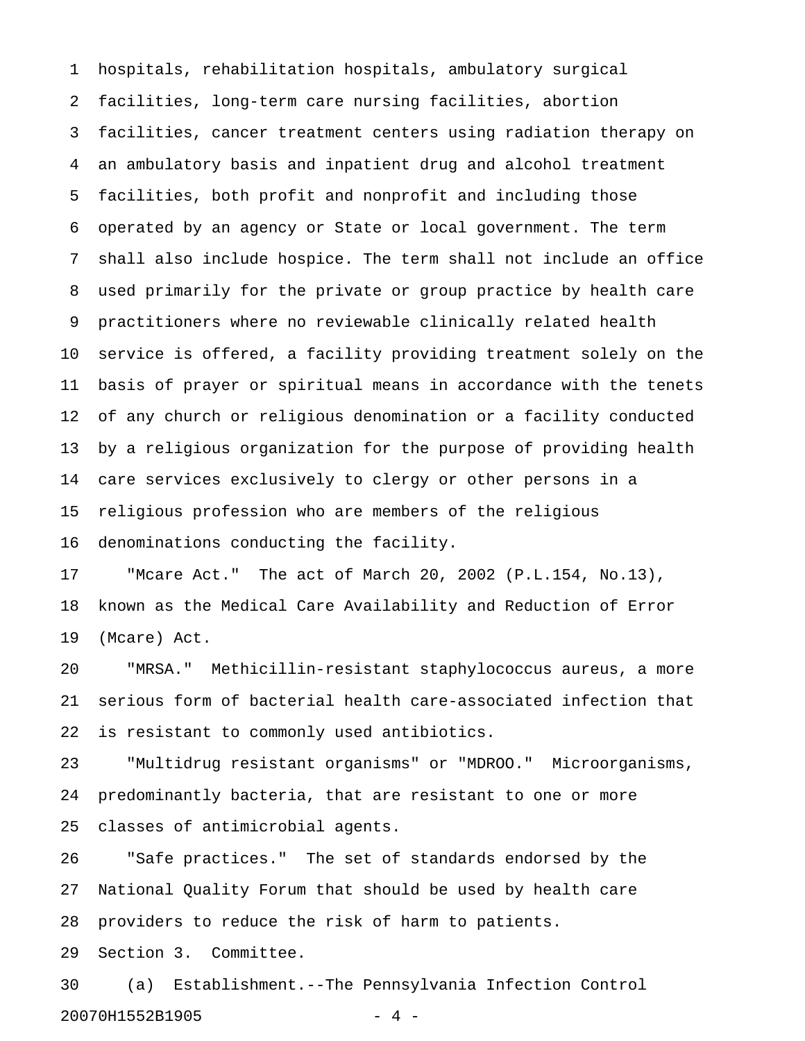hospitals, rehabilitation hospitals, ambulatory surgical facilities, long-term care nursing facilities, abortion facilities, cancer treatment centers using radiation therapy on an ambulatory basis and inpatient drug and alcohol treatment facilities, both profit and nonprofit and including those operated by an agency or State or local government. The term shall also include hospice. The term shall not include an office used primarily for the private or group practice by health care practitioners where no reviewable clinically related health service is offered, a facility providing treatment solely on the basis of prayer or spiritual means in accordance with the tenets of any church or religious denomination or a facility conducted by a religious organization for the purpose of providing health care services exclusively to clergy or other persons in a religious profession who are members of the religious denominations conducting the facility.

"Mcare Act." The act of March 20, 2002 (P.L.154, No.13), known as the Medical Care Availability and Reduction of Error (Mcare) Act.

"MRSA." Methicillin-resistant staphylococcus aureus, a more serious form of bacterial health care-associated infection that is resistant to commonly used antibiotics.

"Multidrug resistant organisms" or "MDROO." Microorganisms, predominantly bacteria, that are resistant to one or more classes of antimicrobial agents.

"Safe practices." The set of standards endorsed by the National Quality Forum that should be used by health care providers to reduce the risk of harm to patients.

Section 3. Committee.

(a) Establishment.--The Pennsylvania Infection Control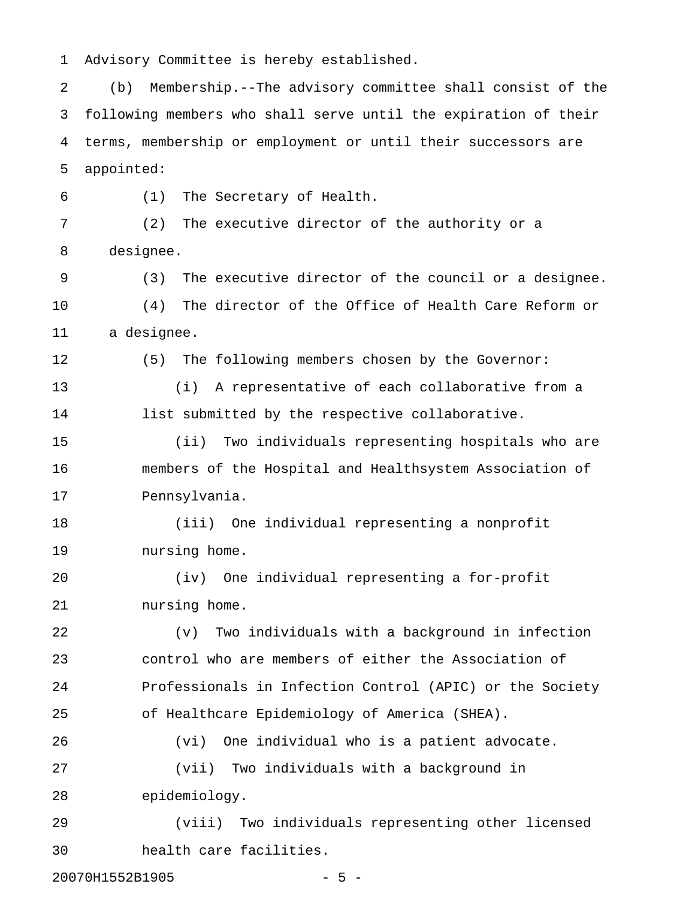Advisory Committee is hereby established.

(b) Membership.--The advisory committee shall consist of the following members who shall serve until the expiration of their terms, membership or employment or until their successors are appointed:

(1) The Secretary of Health.

(2) The executive director of the authority or a designee.

(3) The executive director of the council or a designee.

(4) The director of the Office of Health Care Reform or a designee.

(5) The following members chosen by the Governor:

(i) A representative of each collaborative from a list submitted by the respective collaborative.

(ii) Two individuals representing hospitals who are members of the Hospital and Healthsystem Association of Pennsylvania.

(iii) One individual representing a nonprofit nursing home.

(iv) One individual representing a for-profit nursing home.

(v) Two individuals with a background in infection control who are members of either the Association of Professionals in Infection Control (APIC) or the Society of Healthcare Epidemiology of America (SHEA).

(vi) One individual who is a patient advocate.

(vii) Two individuals with a background in epidemiology.

(viii) Two individuals representing other licensed health care facilities.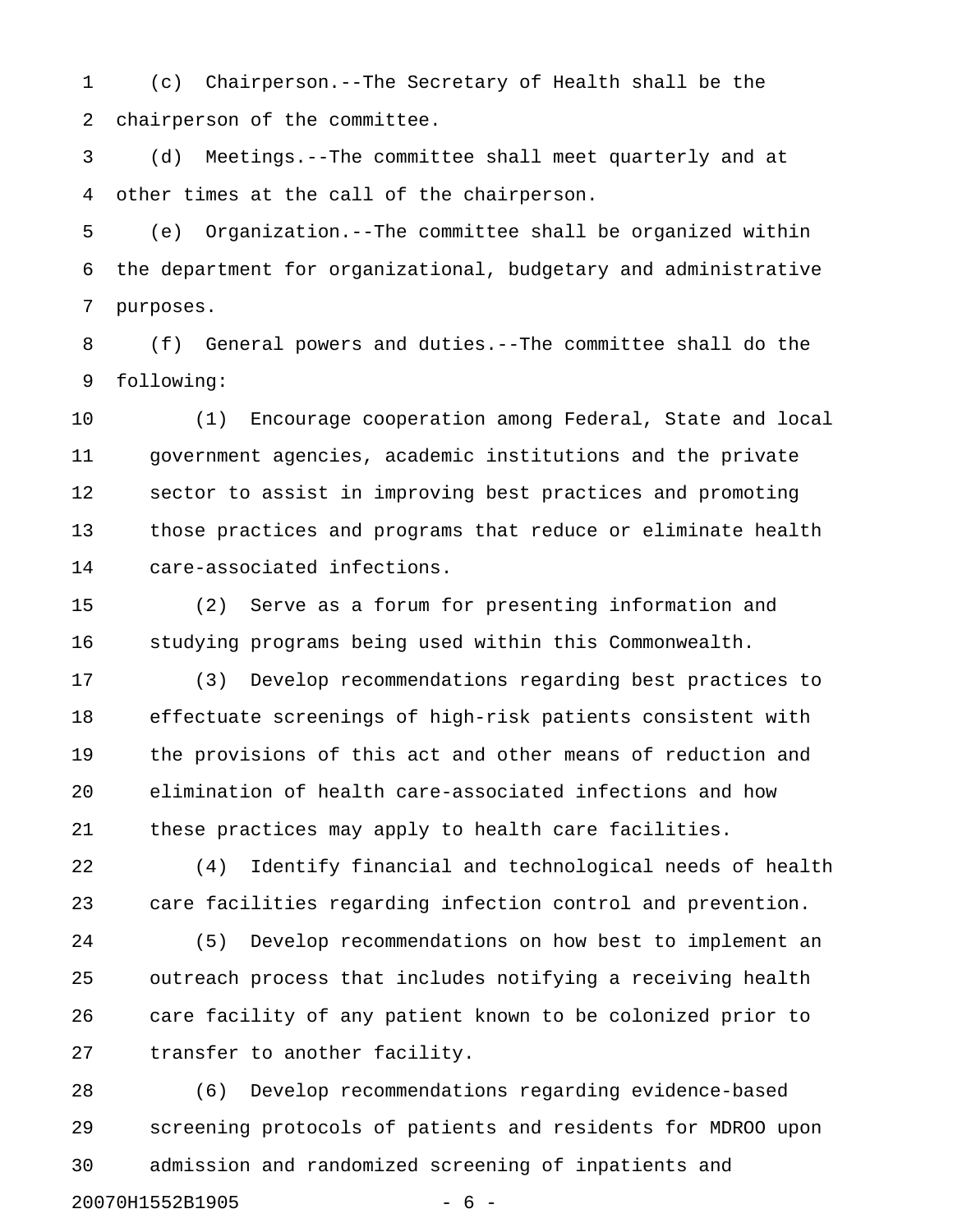(c) Chairperson.--The Secretary of Health shall be the chairperson of the committee.

(d) Meetings.--The committee shall meet quarterly and at other times at the call of the chairperson.

(e) Organization.--The committee shall be organized within the department for organizational, budgetary and administrative purposes.

(f) General powers and duties.--The committee shall do the following:

(1) Encourage cooperation among Federal, State and local government agencies, academic institutions and the private sector to assist in improving best practices and promoting those practices and programs that reduce or eliminate health care-associated infections.

(2) Serve as a forum for presenting information and studying programs being used within this Commonwealth.

(3) Develop recommendations regarding best practices to effectuate screenings of high-risk patients consistent with the provisions of this act and other means of reduction and elimination of health care-associated infections and how these practices may apply to health care facilities.

(4) Identify financial and technological needs of health care facilities regarding infection control and prevention.

(5) Develop recommendations on how best to implement an outreach process that includes notifying a receiving health care facility of any patient known to be colonized prior to transfer to another facility.

(6) Develop recommendations regarding evidence-based screening protocols of patients and residents for MDROO upon admission and randomized screening of inpatients and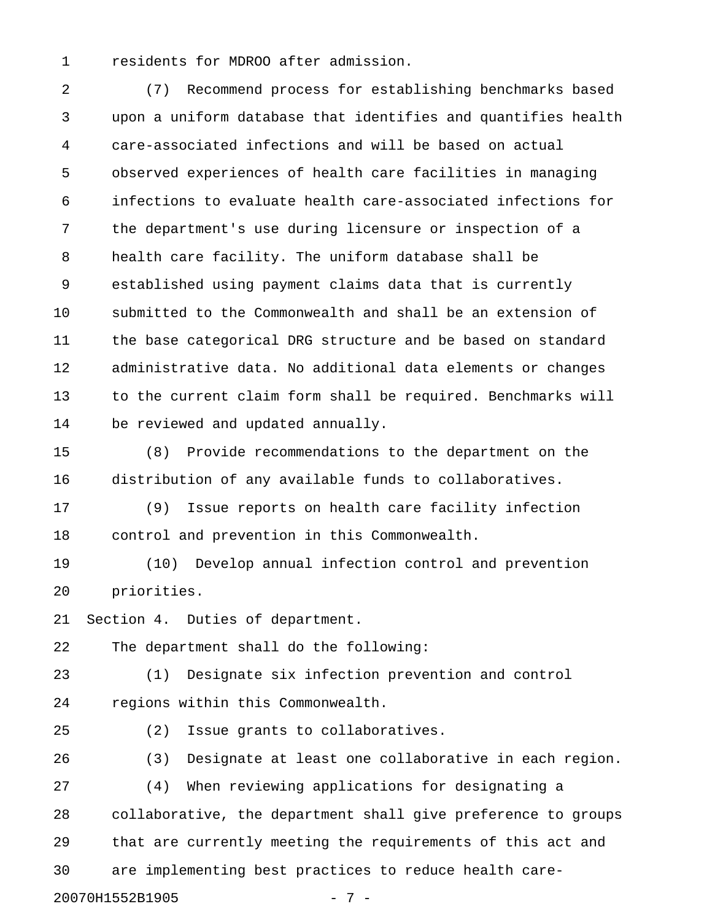residents for MDROO after admission.

(7) Recommend process for establishing benchmarks based upon a uniform database that identifies and quantifies health care-associated infections and will be based on actual observed experiences of health care facilities in managing infections to evaluate health care-associated infections for the department's use during licensure or inspection of a health care facility. The uniform database shall be established using payment claims data that is currently submitted to the Commonwealth and shall be an extension of the base categorical DRG structure and be based on standard administrative data. No additional data elements or changes to the current claim form shall be required. Benchmarks will be reviewed and updated annually.

(8) Provide recommendations to the department on the distribution of any available funds to collaboratives.

(9) Issue reports on health care facility infection control and prevention in this Commonwealth.

(10) Develop annual infection control and prevention priorities.

Section 4. Duties of department.

The department shall do the following:

(1) Designate six infection prevention and control regions within this Commonwealth.

(2) Issue grants to collaboratives.

(3) Designate at least one collaborative in each region.

(4) When reviewing applications for designating a collaborative, the department shall give preference to groups that are currently meeting the requirements of this act and are implementing best practices to reduce health care-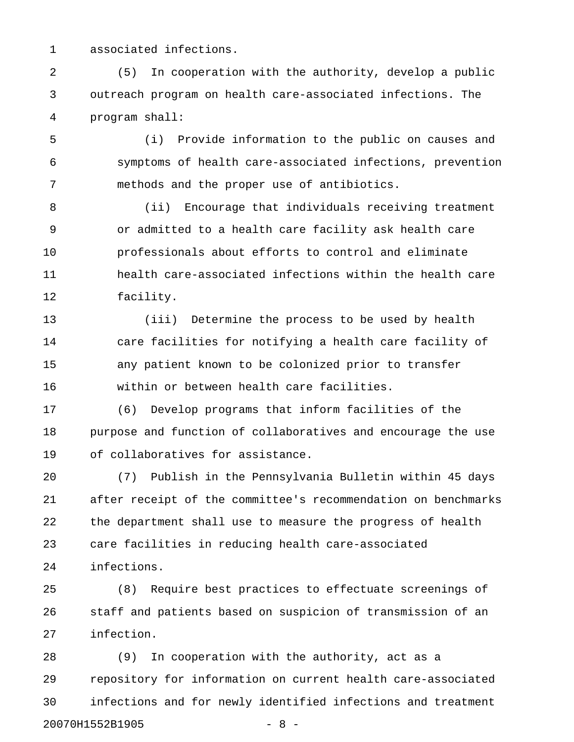associated infections.

(5) In cooperation with the authority, develop a public outreach program on health care-associated infections. The program shall:

(i) Provide information to the public on causes and symptoms of health care-associated infections, prevention methods and the proper use of antibiotics.

(ii) Encourage that individuals receiving treatment or admitted to a health care facility ask health care professionals about efforts to control and eliminate health care-associated infections within the health care facility.

(iii) Determine the process to be used by health care facilities for notifying a health care facility of any patient known to be colonized prior to transfer within or between health care facilities.

(6) Develop programs that inform facilities of the purpose and function of collaboratives and encourage the use of collaboratives for assistance.

(7) Publish in the Pennsylvania Bulletin within 45 days after receipt of the committee's recommendation on benchmarks the department shall use to measure the progress of health care facilities in reducing health care-associated infections.

(8) Require best practices to effectuate screenings of staff and patients based on suspicion of transmission of an infection.

(9) In cooperation with the authority, act as a repository for information on current health care-associated infections and for newly identified infections and treatment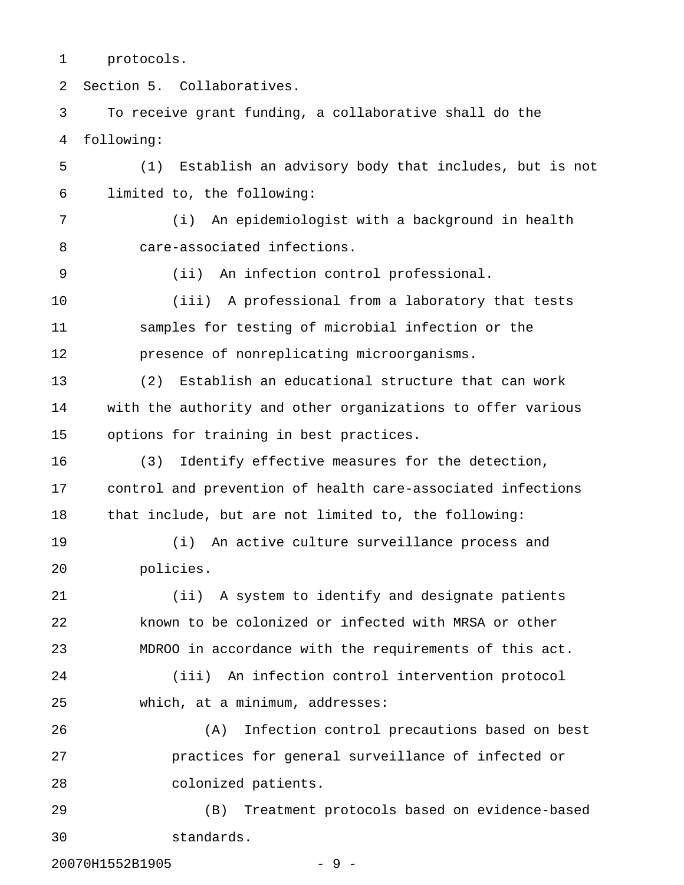protocols.

Section 5. Collaboratives.

To receive grant funding, a collaborative shall do the following:

(1) Establish an advisory body that includes, but is not limited to, the following:

(i) An epidemiologist with a background in health care-associated infections.

(ii) An infection control professional.

(iii) A professional from a laboratory that tests samples for testing of microbial infection or the presence of nonreplicating microorganisms.

(2) Establish an educational structure that can work with the authority and other organizations to offer various options for training in best practices.

(3) Identify effective measures for the detection, control and prevention of health care-associated infections that include, but are not limited to, the following:

(i) An active culture surveillance process and policies.

(ii) A system to identify and designate patients known to be colonized or infected with MRSA or other MDROO in accordance with the requirements of this act.

(iii) An infection control intervention protocol which, at a minimum, addresses:

(A) Infection control precautions based on best practices for general surveillance of infected or colonized patients.

(B) Treatment protocols based on evidence-based standards.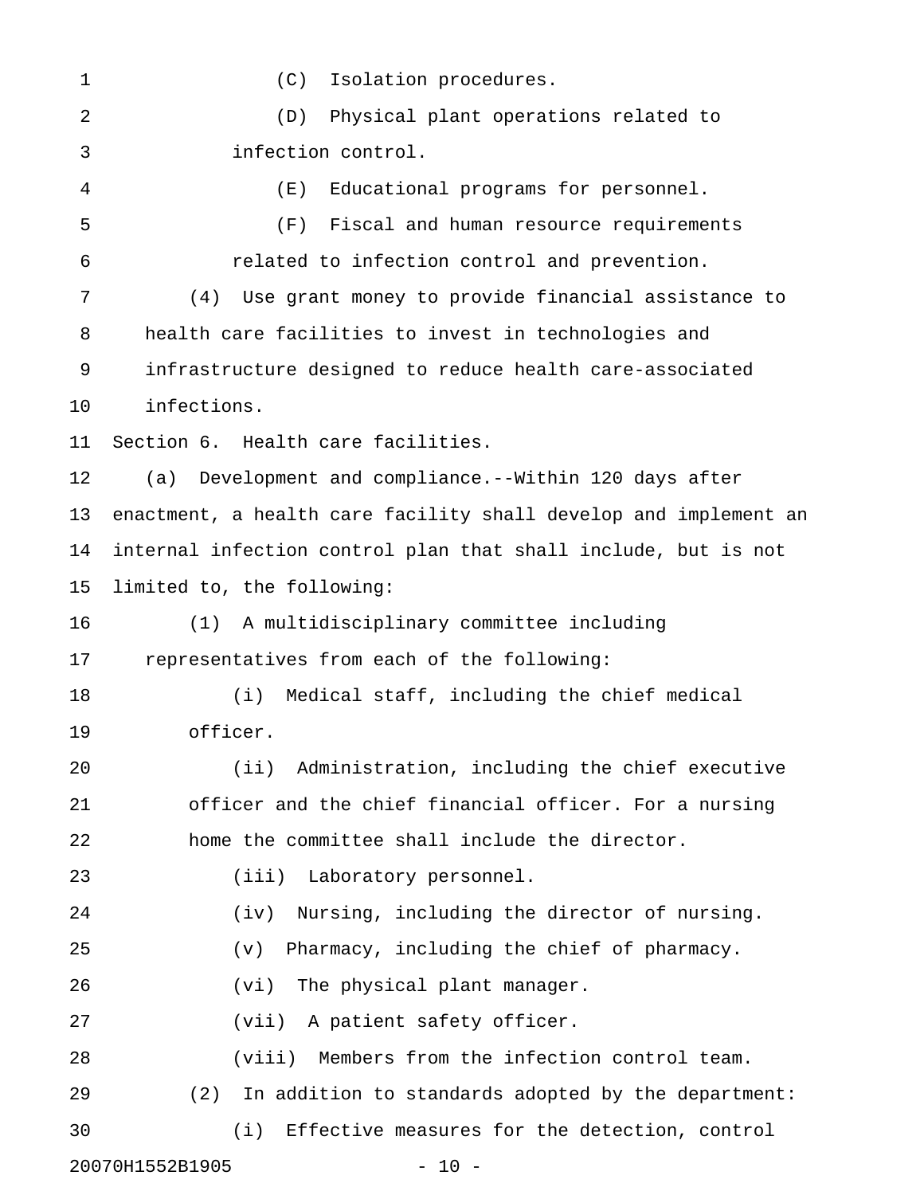(C) Isolation procedures.

(D) Physical plant operations related to infection control.

(E) Educational programs for personnel.

(F) Fiscal and human resource requirements related to infection control and prevention.

(4) Use grant money to provide financial assistance to health care facilities to invest in technologies and infrastructure designed to reduce health care-associated infections.

Section 6. Health care facilities.

(a) Development and compliance.--Within 120 days after enactment, a health care facility shall develop and implement an internal infection control plan that shall include, but is not limited to, the following:

(1) A multidisciplinary committee including representatives from each of the following:

(i) Medical staff, including the chief medical officer.

(ii) Administration, including the chief executive officer and the chief financial officer. For a nursing home the committee shall include the director.

(iii) Laboratory personnel.

(iv) Nursing, including the director of nursing.

(v) Pharmacy, including the chief of pharmacy.

(vi) The physical plant manager.

(vii) A patient safety officer.

(viii) Members from the infection control team.

(2) In addition to standards adopted by the department:

(i) Effective measures for the detection, control

20070H1552B1905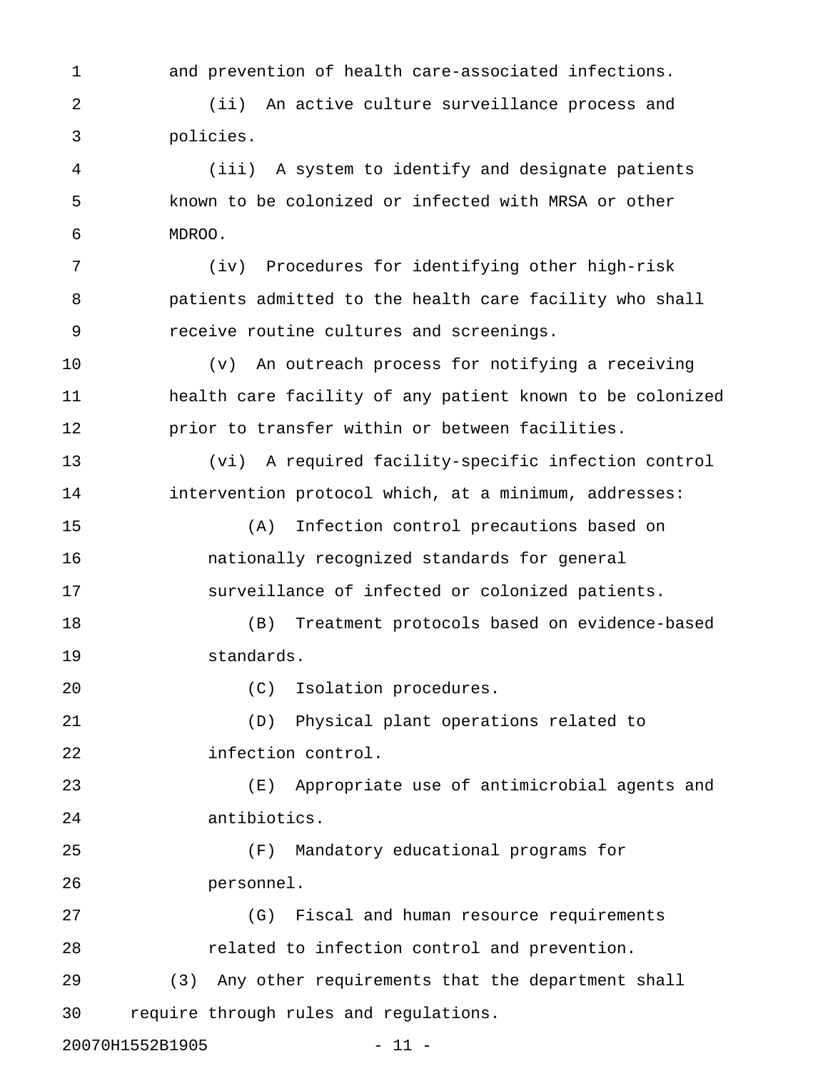and prevention of health care-associated infections.

(ii) An active culture surveillance process and policies.

(iii) A system to identify and designate patients known to be colonized or infected with MRSA or other MDROO.

(iv) Procedures for identifying other high-risk patients admitted to the health care facility who shall receive routine cultures and screenings.

(v) An outreach process for notifying a receiving health care facility of any patient known to be colonized prior to transfer within or between facilities.

(vi) A required facility-specific infection control intervention protocol which, at a minimum, addresses:

(A) Infection control precautions based on nationally recognized standards for general surveillance of infected or colonized patients.

(B) Treatment protocols based on evidence-based standards.

(C) Isolation procedures.

(D) Physical plant operations related to infection control.

(E) Appropriate use of antimicrobial agents and antibiotics.

(F) Mandatory educational programs for personnel.

(G) Fiscal and human resource requirements related to infection control and prevention.

(3) Any other requirements that the department shall require through rules and regulations.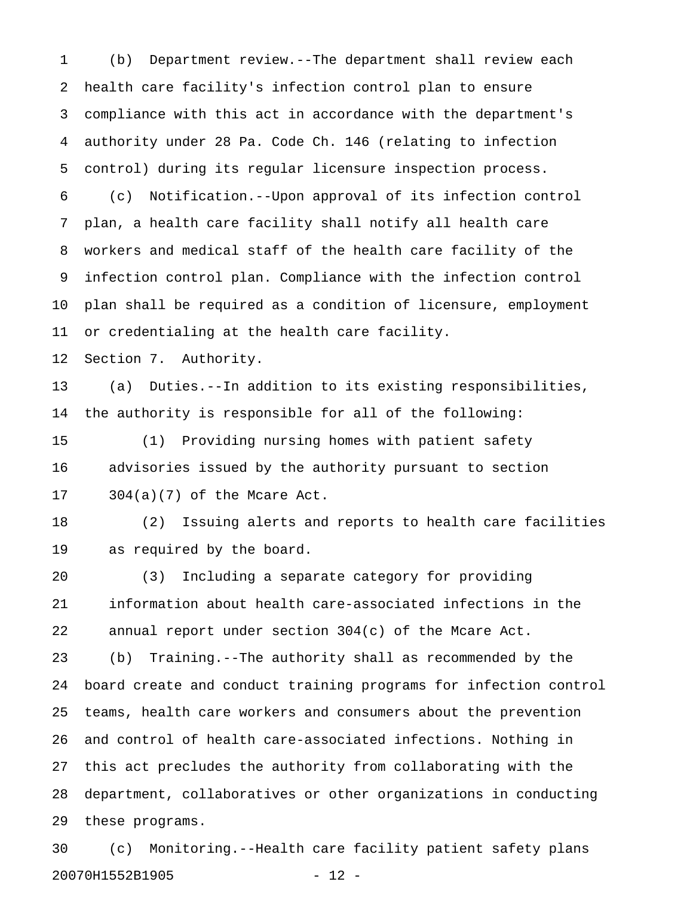(b) Department review.--The department shall review each health care facility's infection control plan to ensure compliance with this act in accordance with the department's authority under 28 Pa. Code Ch. 146 (relating to infection control) during its regular licensure inspection process.

(c) Notification.--Upon approval of its infection control plan, a health care facility shall notify all health care workers and medical staff of the health care facility of the infection control plan. Compliance with the infection control plan shall be required as a condition of licensure, employment or credentialing at the health care facility.

Section 7. Authority.

(a) Duties.--In addition to its existing responsibilities, the authority is responsible for all of the following:

(1) Providing nursing homes with patient safety advisories issued by the authority pursuant to section 304(a)(7) of the Mcare Act.

(2) Issuing alerts and reports to health care facilities as required by the board.

(3) Including a separate category for providing information about health care-associated infections in the annual report under section 304(c) of the Mcare Act.

(b) Training.--The authority shall as recommended by the board create and conduct training programs for infection control teams, health care workers and consumers about the prevention and control of health care-associated infections. Nothing in this act precludes the authority from collaborating with the department, collaboratives or other organizations in conducting these programs.

(c) Monitoring.--Health care facility patient safety plans

20070H1552B1905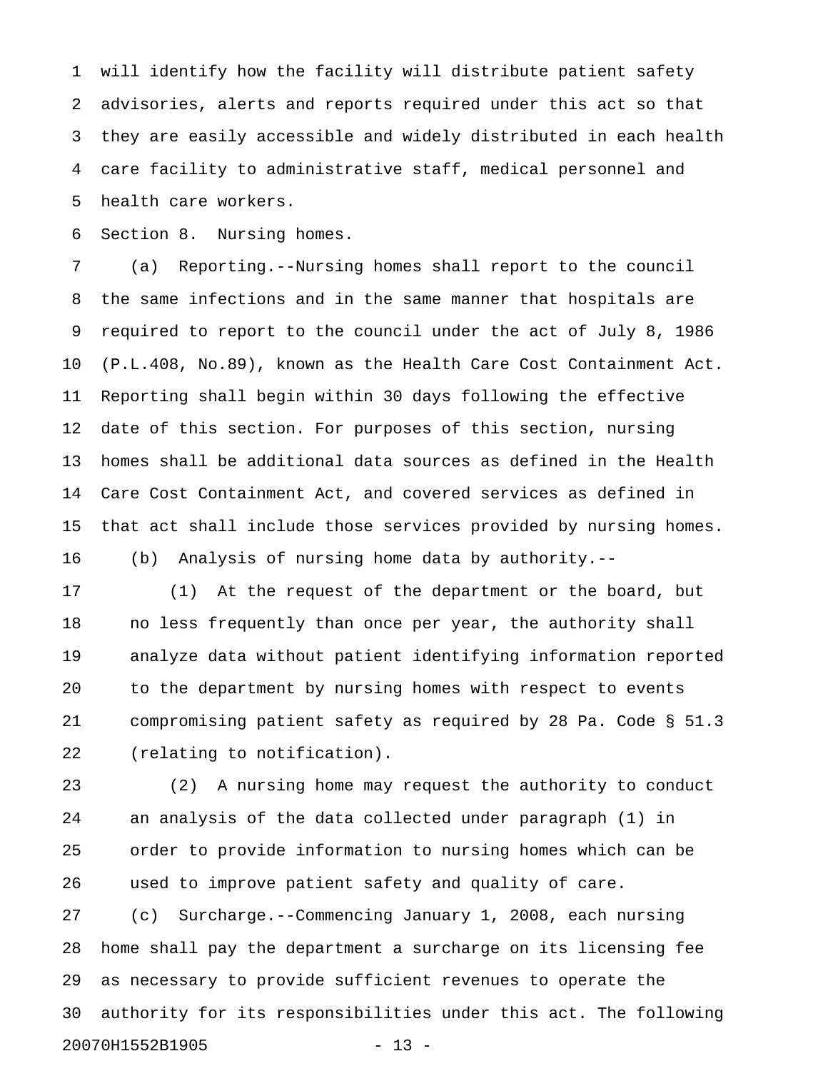will identify how the facility will distribute patient safety advisories, alerts and reports required under this act so that they are easily accessible and widely distributed in each health care facility to administrative staff, medical personnel and health care workers.

Section 8. Nursing homes.

(a) Reporting.--Nursing homes shall report to the council the same infections and in the same manner that hospitals are required to report to the council under the act of July 8, 1986 (P.L.408, No.89), known as the Health Care Cost Containment Act. Reporting shall begin within 30 days following the effective date of this section. For purposes of this section, nursing homes shall be additional data sources as defined in the Health Care Cost Containment Act, and covered services as defined in that act shall include those services provided by nursing homes.

(b) Analysis of nursing home data by authority.--

(1) At the request of the department or the board, but no less frequently than once per year, the authority shall analyze data without patient identifying information reported to the department by nursing homes with respect to events compromising patient safety as required by 28 Pa. Code § 51.3 (relating to notification).

(2) A nursing home may request the authority to conduct an analysis of the data collected under paragraph (1) in order to provide information to nursing homes which can be used to improve patient safety and quality of care.

(c) Surcharge.--Commencing January 1, 2008, each nursing home shall pay the department a surcharge on its licensing fee as necessary to provide sufficient revenues to operate the authority for its responsibilities under this act. The following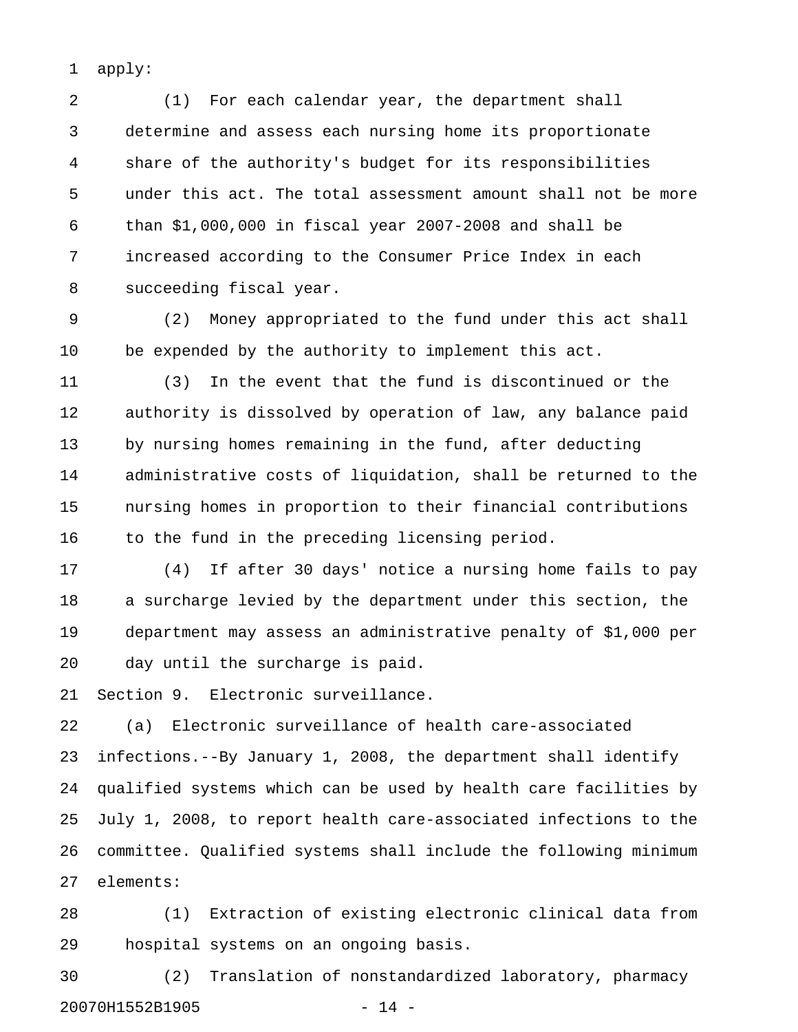apply:

(1) For each calendar year, the department shall determine and assess each nursing home its proportionate share of the authority's budget for its responsibilities under this act. The total assessment amount shall not be more than $1,000,000 in fiscal year 2007-2008 and shall be increased according to the Consumer Price Index in each succeeding fiscal year.

(2) Money appropriated to the fund under this act shall be expended by the authority to implement this act.

(3) In the event that the fund is discontinued or the authority is dissolved by operation of law, any balance paid by nursing homes remaining in the fund, after deducting administrative costs of liquidation, shall be returned to the nursing homes in proportion to their financial contributions to the fund in the preceding licensing period.

(4) If after 30 days' notice a nursing home fails to pay a surcharge levied by the department under this section, the department may assess an administrative penalty of $1,000 per day until the surcharge is paid.

Section 9. Electronic surveillance.

(a) Electronic surveillance of health care-associated infections.--By January 1, 2008, the department shall identify qualified systems which can be used by health care facilities by July 1, 2008, to report health care-associated infections to the committee. Qualified systems shall include the following minimum elements:

(1) Extraction of existing electronic clinical data from hospital systems on an ongoing basis.

(2) Translation of nonstandardized laboratory, pharmacy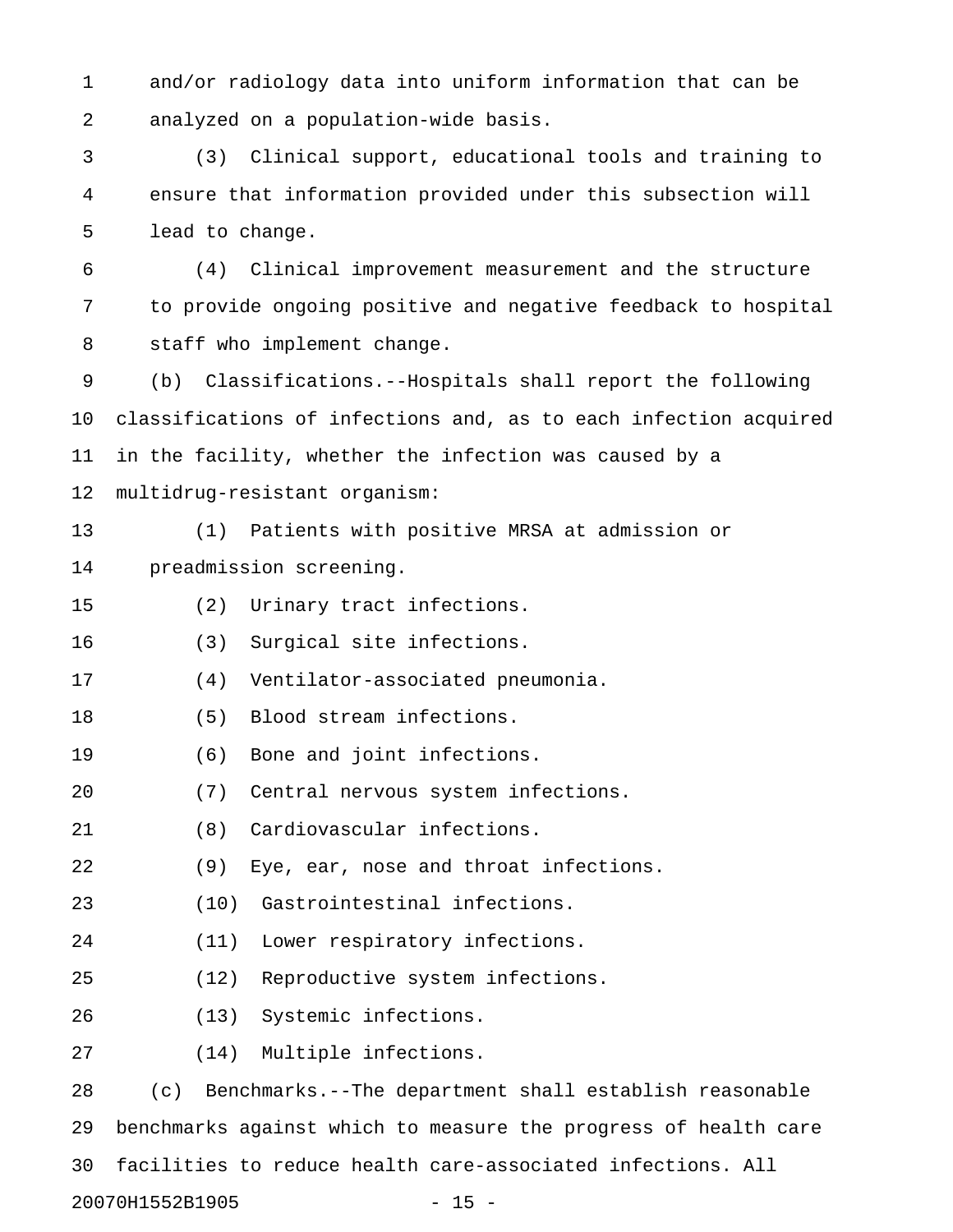and/or radiology data into uniform information that can be analyzed on a population-wide basis.

(3) Clinical support, educational tools and training to ensure that information provided under this subsection will lead to change.

(4) Clinical improvement measurement and the structure to provide ongoing positive and negative feedback to hospital staff who implement change.

(b) Classifications.--Hospitals shall report the following classifications of infections and, as to each infection acquired in the facility, whether the infection was caused by a multidrug-resistant organism:

(1) Patients with positive MRSA at admission or preadmission screening.

(2) Urinary tract infections.

(3) Surgical site infections.

(4) Ventilator-associated pneumonia.

(5) Blood stream infections.

(6) Bone and joint infections.

(7) Central nervous system infections.

(8) Cardiovascular infections.

(9) Eye, ear, nose and throat infections.

(10) Gastrointestinal infections.

(11) Lower respiratory infections.

(12) Reproductive system infections.

(13) Systemic infections.

(14) Multiple infections.

(c) Benchmarks.--The department shall establish reasonable benchmarks against which to measure the progress of health care facilities to reduce health care-associated infections. All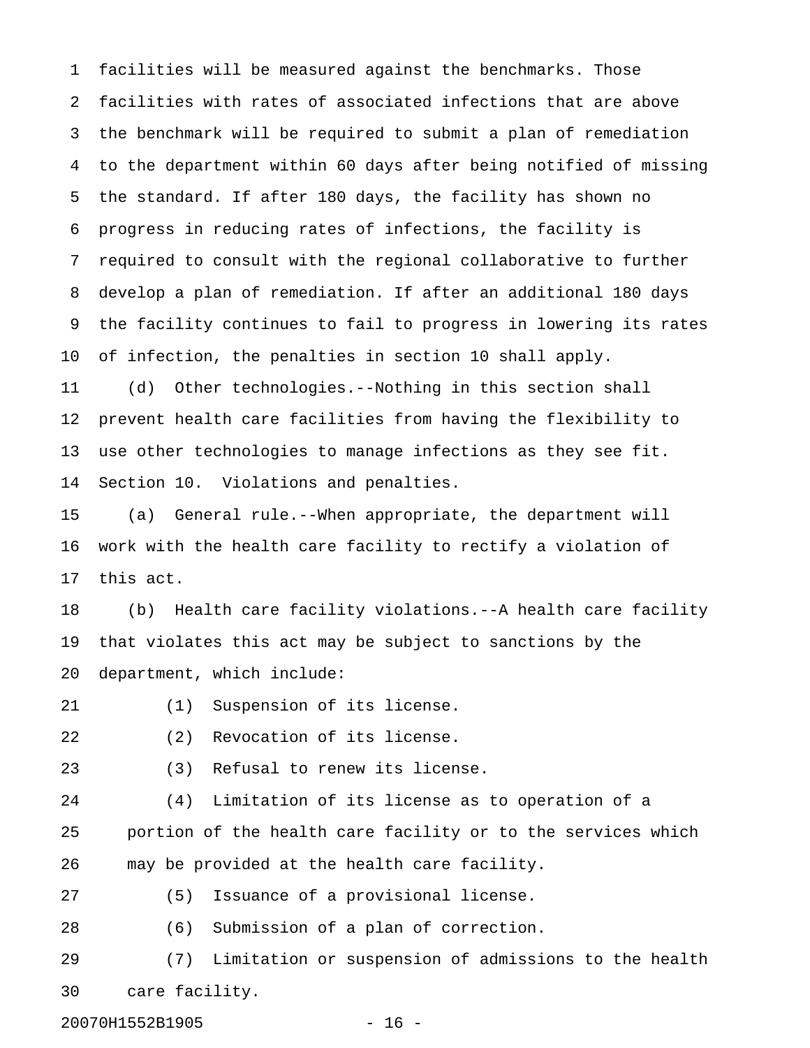facilities will be measured against the benchmarks. Those facilities with rates of associated infections that are above the benchmark will be required to submit a plan of remediation to the department within 60 days after being notified of missing the standard. If after 180 days, the facility has shown no progress in reducing rates of infections, the facility is required to consult with the regional collaborative to further develop a plan of remediation. If after an additional 180 days the facility continues to fail to progress in lowering its rates of infection, the penalties in section 10 shall apply.

(d) Other technologies.--Nothing in this section shall prevent health care facilities from having the flexibility to use other technologies to manage infections as they see fit.

Section 10. Violations and penalties.

(a) General rule.--When appropriate, the department will work with the health care facility to rectify a violation of this act.

(b) Health care facility violations.--A health care facility that violates this act may be subject to sanctions by the department, which include:

(1) Suspension of its license.

(2) Revocation of its license.

(3) Refusal to renew its license.

(4) Limitation of its license as to operation of a portion of the health care facility or to the services which may be provided at the health care facility.

(5) Issuance of a provisional license.

(6) Submission of a plan of correction.

(7) Limitation or suspension of admissions to the health care facility.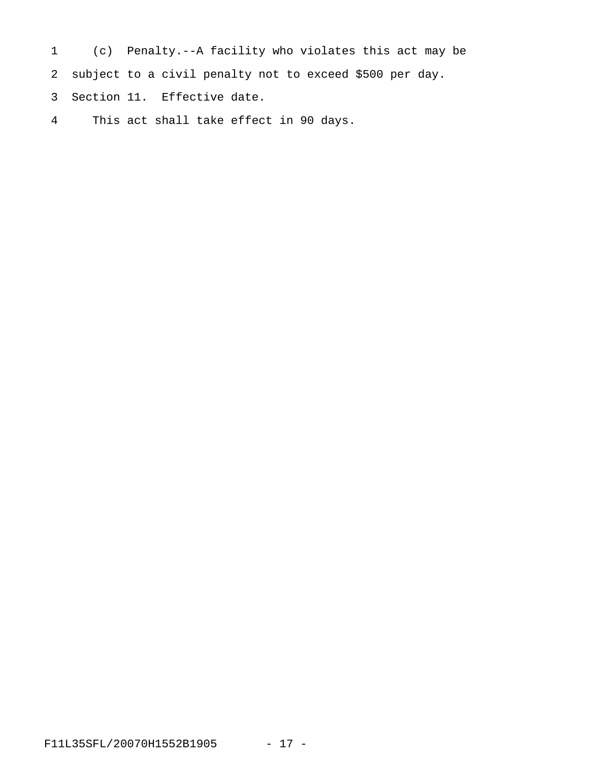(c) Penalty.--A facility who violates this act may be subject to a civil penalty not to exceed $500 per day.

Section 11. Effective date.

This act shall take effect in 90 days.